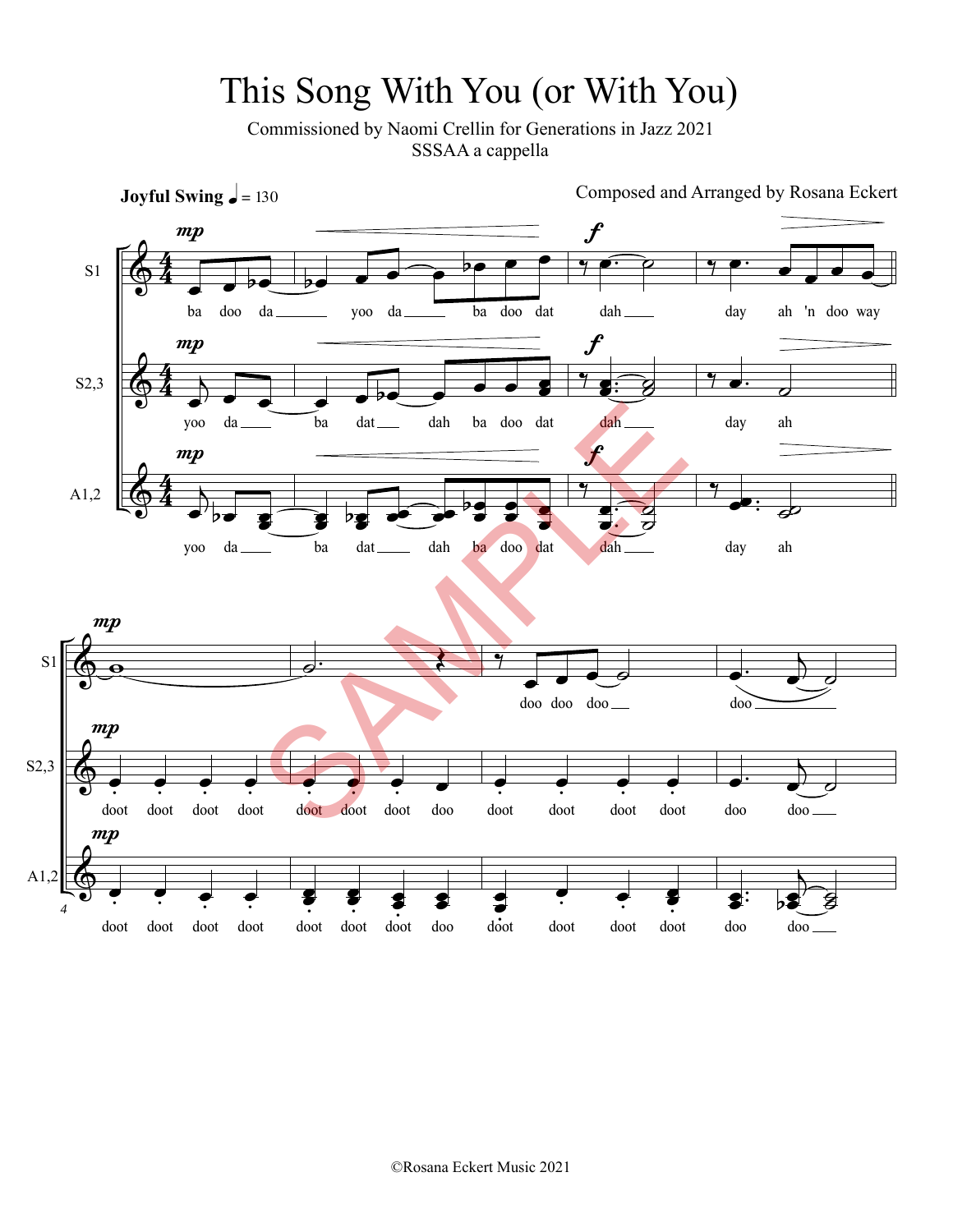# This Song With You (or With You)

Commissioned by Naomi Crellin for Generations in Jazz 2021
SSSAA a cappella

**Joyful Swing** ♩ = 130

Composed and Arranged by Rosana Eckert

S1: ba doo da yoo da ba doo dat dah day ah 'n doo way

S2,3: yoo da ba dat dah ba doo dat dah day ah

A1,2: yoo da ba dat dah ba doo dat dah day ah

S1: doo doo doo doo

S2,3: doot doot doot doot doot doot doot doo doot doot doot doot doo doo

A1,2: doot doot doot doot doot doot doot doo doot doot doot doot doo doo

SAMPLE

©Rosana Eckert Music 2021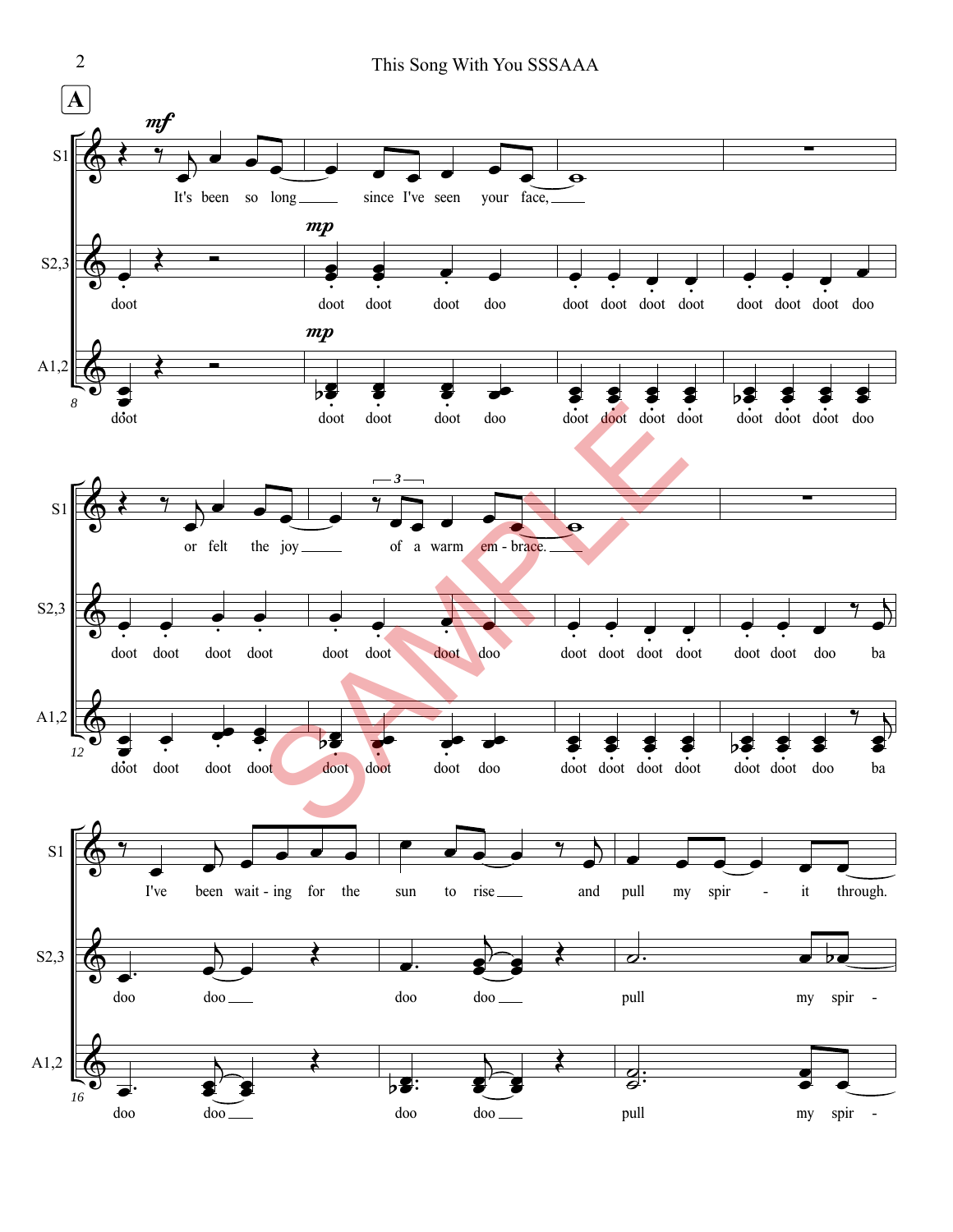**A**

S1: It's been so long since I've seen your face, or felt the joy of a warm em - brace. I've been wait - ing for the sun to rise and pull my spir - it through.

S2,3: doot doot doot doot doo doot doot doot doot doot doot doot doo doot doot doot doot doot doot doot doo doot doot doot doot doot doot doo ba doo doo doo doo pull my spir -

A1,2: doot doot doot doot doo doot doot doot doot doot doot doot doo doot doot doot doot doot doot doot doo doot doot doot doot doot doot doo ba doo doo doo doo pull my spir -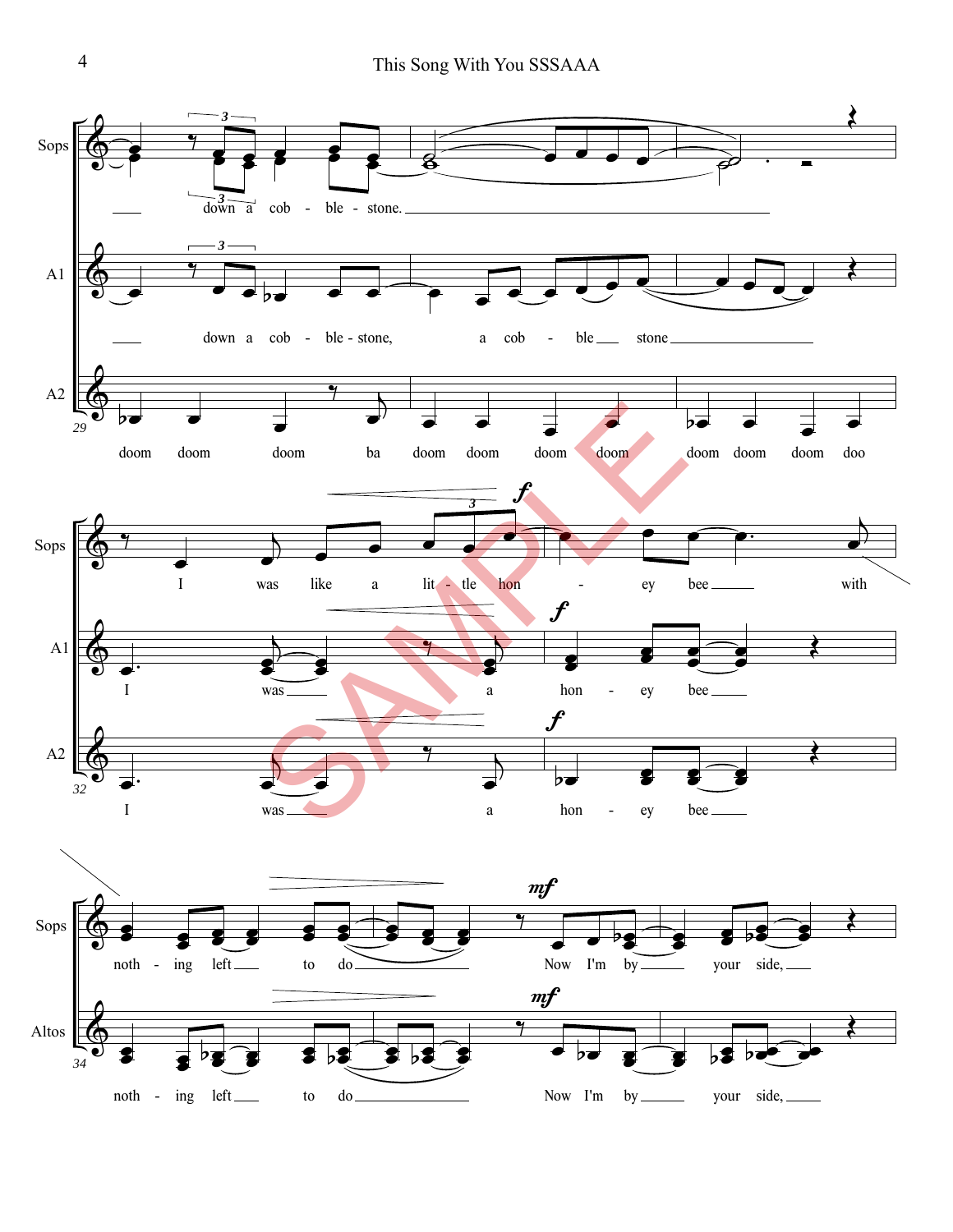Sops

A1

A2

down a cob - ble - stone.

down a cob - ble - stone, a cob - ble stone

doom doom doom ba doom doom doom doom doom doom doom doo

I was like a lit - tle hon - ey bee with

I was a hon - ey bee

I was a hon - ey bee

Altos

noth - ing left to do Now I'm by your side,

noth - ing left to do Now I'm by your side,